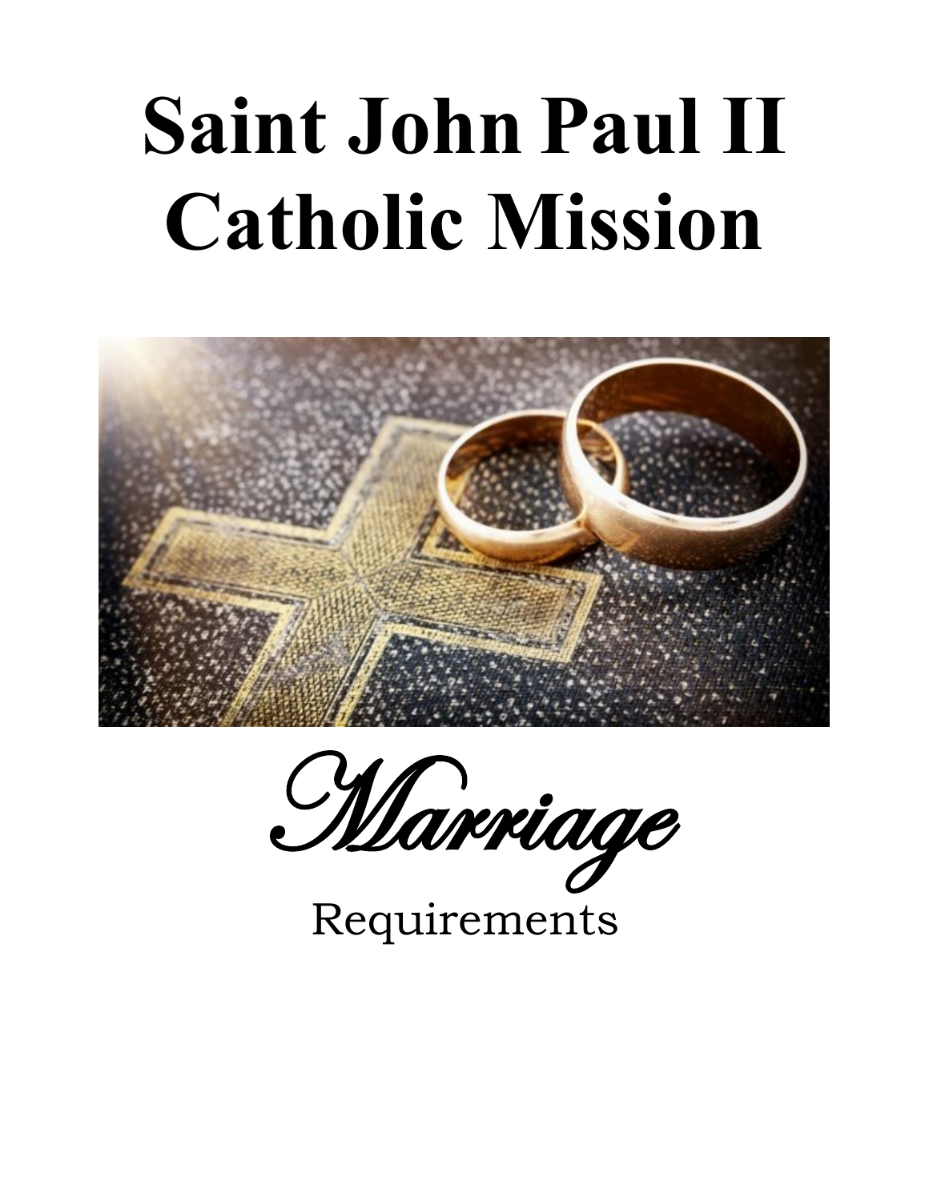# Saint John Paul II Catholic Mission

*Marriage*

Requirements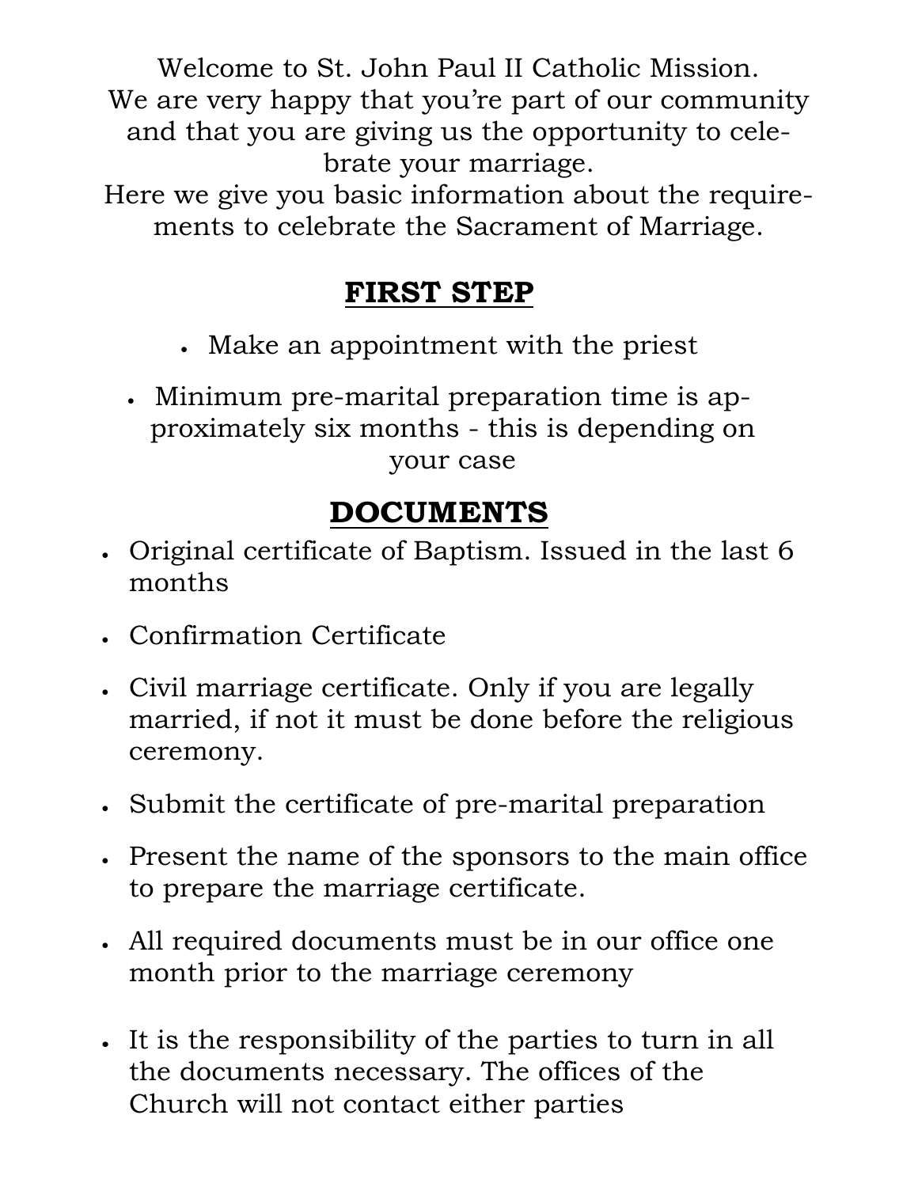Welcome to St. John Paul II Catholic Mission.
We are very happy that you're part of our community and that you are giving us the opportunity to celebrate your marriage.
Here we give you basic information about the requirements to celebrate the Sacrament of Marriage.

## **FIRST STEP**

- Make an appointment with the priest
- Minimum pre-marital preparation time is approximately six months - this is depending on your case

## **DOCUMENTS**

- Original certificate of Baptism. Issued in the last 6 months
- Confirmation Certificate
- Civil marriage certificate. Only if you are legally married, if not it must be done before the religious ceremony.
- Submit the certificate of pre-marital preparation
- Present the name of the sponsors to the main office to prepare the marriage certificate.
- All required documents must be in our office one month prior to the marriage ceremony
- It is the responsibility of the parties to turn in all the documents necessary. The offices of the Church will not contact either parties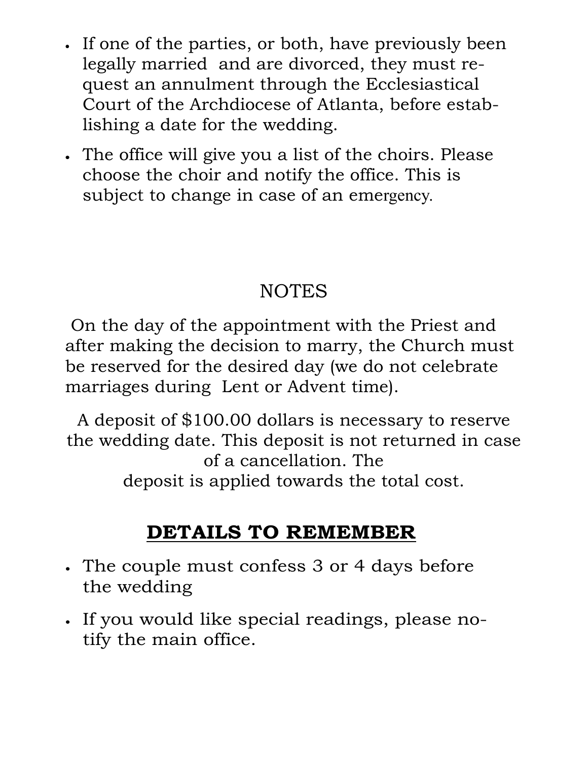- If one of the parties, or both, have previously been legally married and are divorced, they must request an annulment through the Ecclesiastical Court of the Archdiocese of Atlanta, before establishing a date for the wedding.
- The office will give you a list of the choirs. Please choose the choir and notify the office. This is subject to change in case of an emergency.

## NOTES

On the day of the appointment with the Priest and after making the decision to marry, the Church must be reserved for the desired day (we do not celebrate marriages during Lent or Advent time).

A deposit of $100.00 dollars is necessary to reserve the wedding date. This deposit is not returned in case of a cancellation. The deposit is applied towards the total cost.

## DETAILS TO REMEMBER

- The couple must confess 3 or 4 days before the wedding
- If you would like special readings, please notify the main office.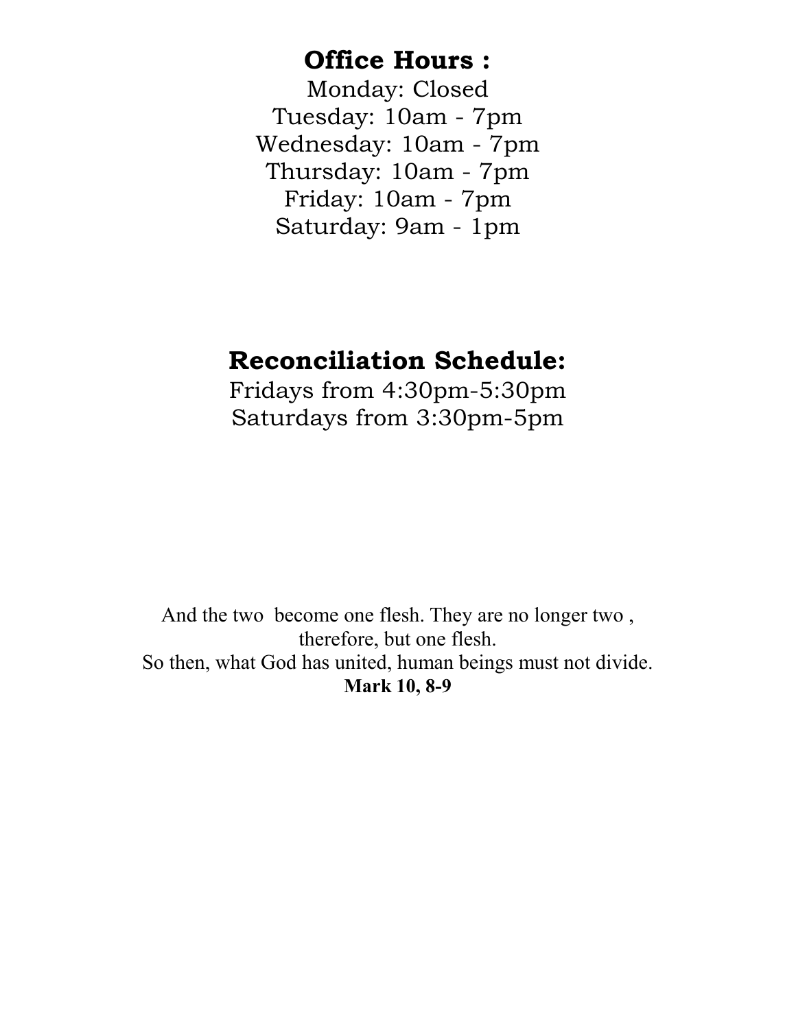## Office Hours :

Monday: Closed
Tuesday: 10am - 7pm
Wednesday: 10am - 7pm
Thursday: 10am - 7pm
Friday: 10am - 7pm
Saturday: 9am - 1pm

## Reconciliation Schedule:

Fridays from 4:30pm-5:30pm
Saturdays from 3:30pm-5pm

And the two become one flesh. They are no longer two , therefore, but one flesh.
So then, what God has united, human beings must not divide.
**Mark 10, 8-9**